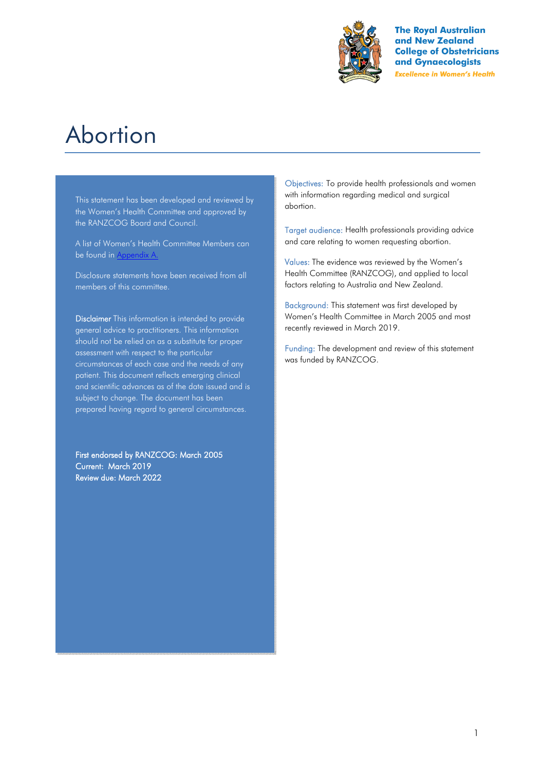The Royal Australian and New Zealand College of Obstetricians and Gynaecologists

*Excellence in Women's Health*

# Abortion

This statement has been developed and reviewed by the Women's Health Committee and approved by the RANZCOG Board and Council.

A list of Women's Health Committee Members can be found in Appendix A.

Disclosure statements have been received from all members of this committee.

**Disclaimer** This information is intended to provide general advice to practitioners. This information should not be relied on as a substitute for proper assessment with respect to the particular circumstances of each case and the needs of any patient. This document reflects emerging clinical and scientific advances as of the date issued and is subject to change. The document has been prepared having regard to general circumstances.

First endorsed by RANZCOG: March 2005
Current: March 2019
Review due: March 2022

Objectives: To provide health professionals and women with information regarding medical and surgical abortion.

Target audience: Health professionals providing advice and care relating to women requesting abortion.

Values: The evidence was reviewed by the Women's Health Committee (RANZCOG), and applied to local factors relating to Australia and New Zealand.

Background: This statement was first developed by Women's Health Committee in March 2005 and most recently reviewed in March 2019.

Funding: The development and review of this statement was funded by RANZCOG.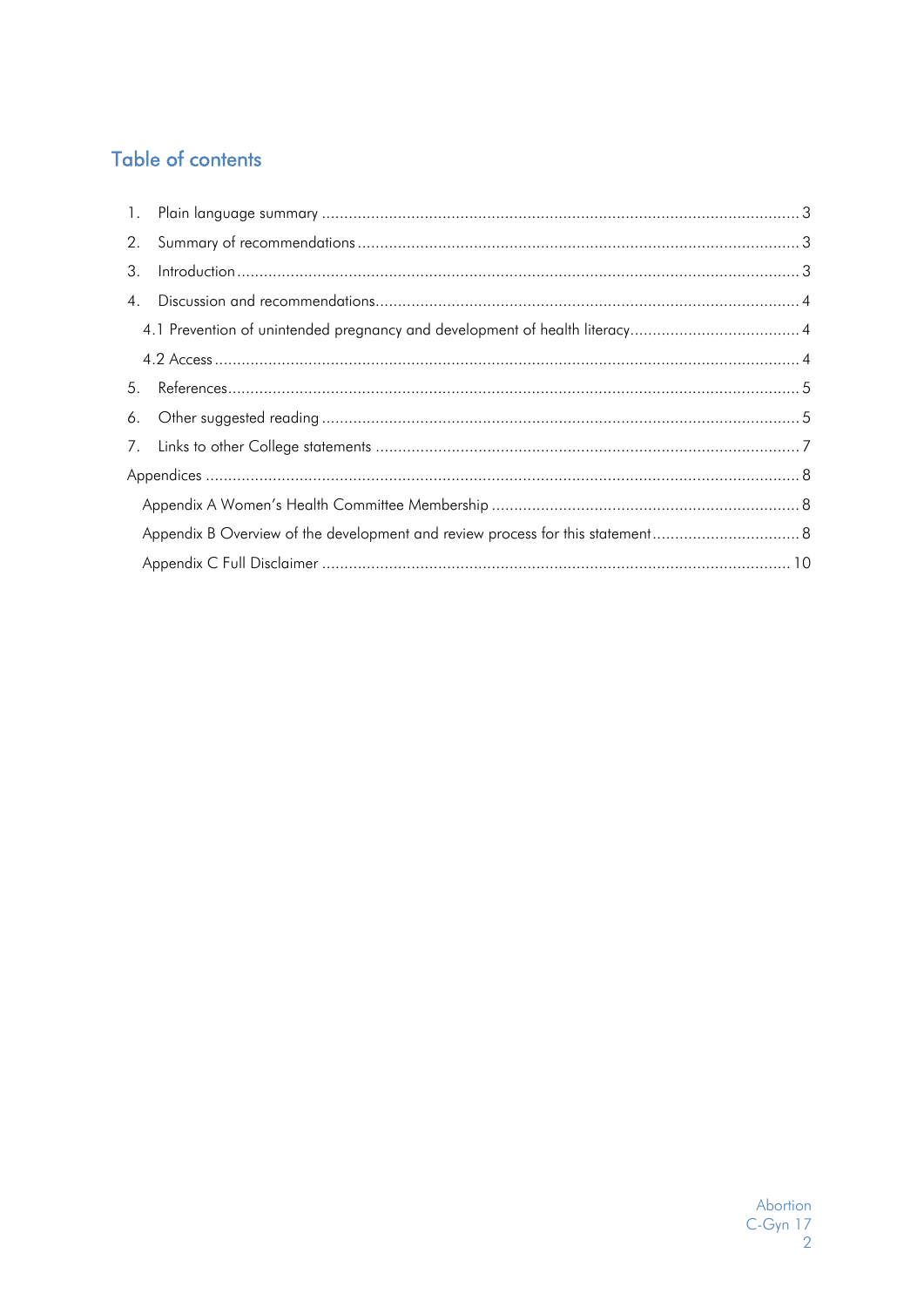# Table of contents

1. Plain language summary ........................................................ 3
2. Summary of recommendations ........................................................ 3
3. Introduction ........................................................ 3
4. Discussion and recommendations ........................................................ 4
   - 4.1 Prevention of unintended pregnancy and development of health literacy ........................................................ 4
   - 4.2 Access ........................................................ 4
5. References ........................................................ 5
6. Other suggested reading ........................................................ 5
7. Links to other College statements ........................................................ 7

Appendices ........................................................ 8

- Appendix A Women's Health Committee Membership ........................................................ 8
- Appendix B Overview of the development and review process for this statement ........................................................ 8
- Appendix C Full Disclaimer ........................................................ 10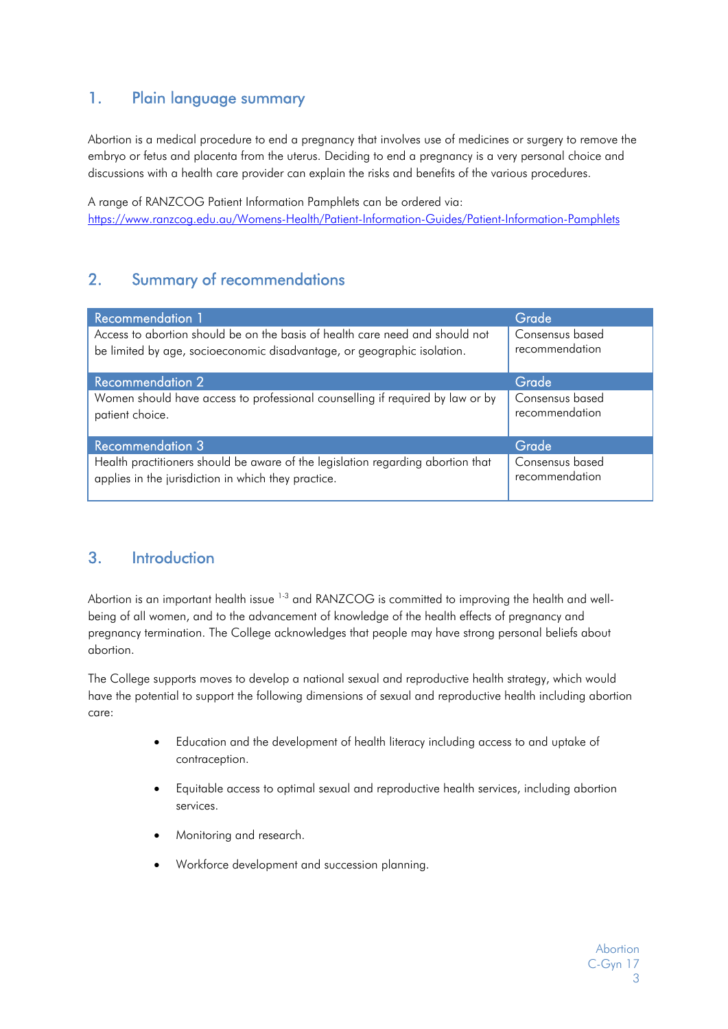## 1. Plain language summary

Abortion is a medical procedure to end a pregnancy that involves use of medicines or surgery to remove the embryo or fetus and placenta from the uterus. Deciding to end a pregnancy is a very personal choice and discussions with a health care provider can explain the risks and benefits of the various procedures.

A range of RANZCOG Patient Information Pamphlets can be ordered via:
https://www.ranzcog.edu.au/Womens-Health/Patient-Information-Guides/Patient-Information-Pamphlets

## 2. Summary of recommendations

| Recommendation 1 | Grade |
|---|---|
| Access to abortion should be on the basis of health care need and should not be limited by age, socioeconomic disadvantage, or geographic isolation. | Consensus based recommendation |

| Recommendation 2 | Grade |
|---|---|
| Women should have access to professional counselling if required by law or by patient choice. | Consensus based recommendation |

| Recommendation 3 | Grade |
|---|---|
| Health practitioners should be aware of the legislation regarding abortion that applies in the jurisdiction in which they practice. | Consensus based recommendation |

## 3. Introduction

Abortion is an important health issue [1-3] and RANZCOG is committed to improving the health and well-being of all women, and to the advancement of knowledge of the health effects of pregnancy and pregnancy termination. The College acknowledges that people may have strong personal beliefs about abortion.

The College supports moves to develop a national sexual and reproductive health strategy, which would have the potential to support the following dimensions of sexual and reproductive health including abortion care:

- Education and the development of health literacy including access to and uptake of contraception.
- Equitable access to optimal sexual and reproductive health services, including abortion services.
- Monitoring and research.
- Workforce development and succession planning.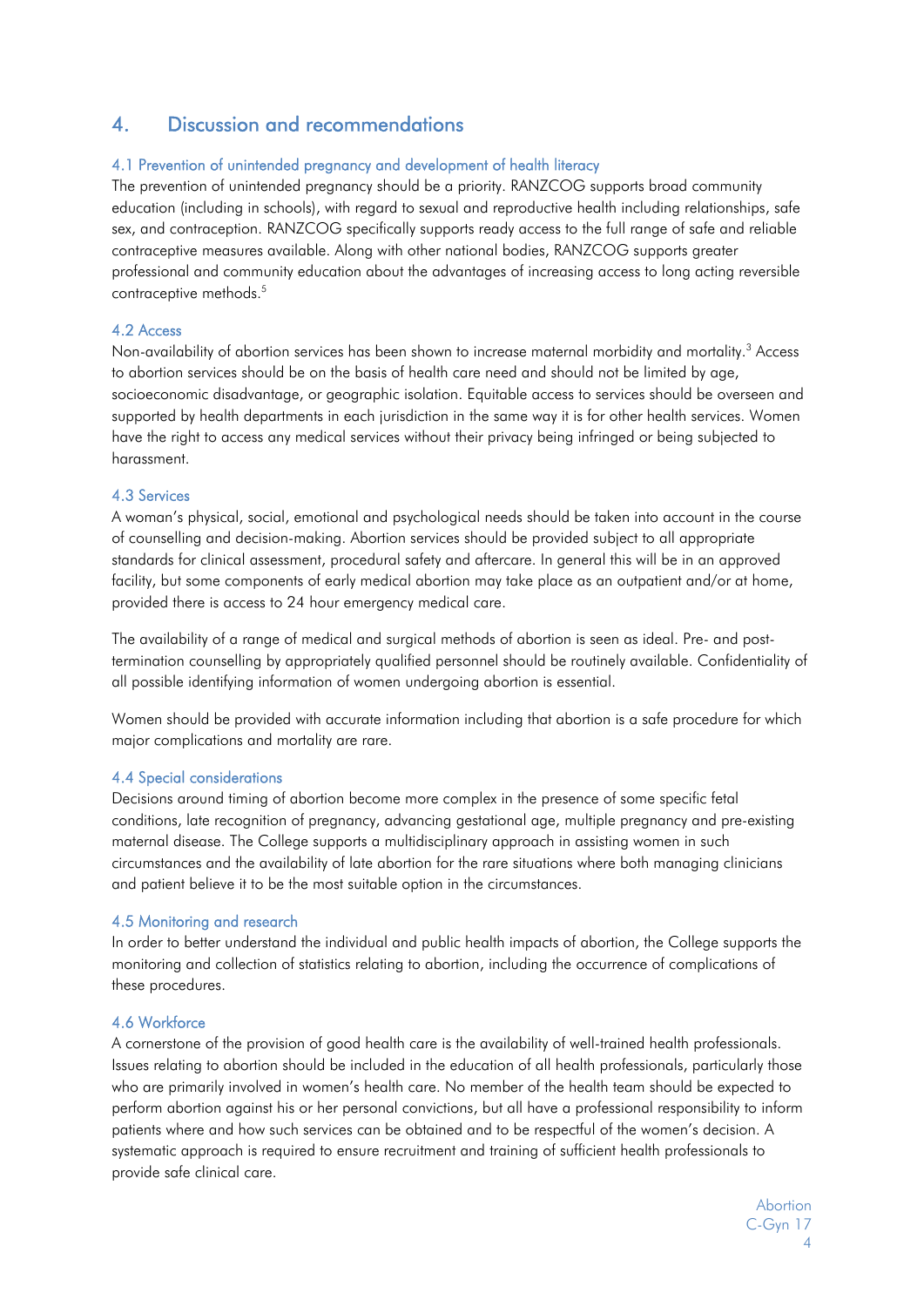## 4. Discussion and recommendations

### 4.1 Prevention of unintended pregnancy and development of health literacy

The prevention of unintended pregnancy should be a priority. RANZCOG supports broad community education (including in schools), with regard to sexual and reproductive health including relationships, safe sex, and contraception. RANZCOG specifically supports ready access to the full range of safe and reliable contraceptive measures available. Along with other national bodies, RANZCOG supports greater professional and community education about the advantages of increasing access to long acting reversible contraceptive methods.[5]

### 4.2 Access

Non-availability of abortion services has been shown to increase maternal morbidity and mortality.[3] Access to abortion services should be on the basis of health care need and should not be limited by age, socioeconomic disadvantage, or geographic isolation. Equitable access to services should be overseen and supported by health departments in each jurisdiction in the same way it is for other health services. Women have the right to access any medical services without their privacy being infringed or being subjected to harassment.

### 4.3 Services

A woman's physical, social, emotional and psychological needs should be taken into account in the course of counselling and decision-making. Abortion services should be provided subject to all appropriate standards for clinical assessment, procedural safety and aftercare. In general this will be in an approved facility, but some components of early medical abortion may take place as an outpatient and/or at home, provided there is access to 24 hour emergency medical care.

The availability of a range of medical and surgical methods of abortion is seen as ideal. Pre- and post-termination counselling by appropriately qualified personnel should be routinely available. Confidentiality of all possible identifying information of women undergoing abortion is essential.

Women should be provided with accurate information including that abortion is a safe procedure for which major complications and mortality are rare.

### 4.4 Special considerations

Decisions around timing of abortion become more complex in the presence of some specific fetal conditions, late recognition of pregnancy, advancing gestational age, multiple pregnancy and pre-existing maternal disease. The College supports a multidisciplinary approach in assisting women in such circumstances and the availability of late abortion for the rare situations where both managing clinicians and patient believe it to be the most suitable option in the circumstances.

### 4.5 Monitoring and research

In order to better understand the individual and public health impacts of abortion, the College supports the monitoring and collection of statistics relating to abortion, including the occurrence of complications of these procedures.

### 4.6 Workforce

A cornerstone of the provision of good health care is the availability of well-trained health professionals. Issues relating to abortion should be included in the education of all health professionals, particularly those who are primarily involved in women's health care. No member of the health team should be expected to perform abortion against his or her personal convictions, but all have a professional responsibility to inform patients where and how such services can be obtained and to be respectful of the women's decision. A systematic approach is required to ensure recruitment and training of sufficient health professionals to provide safe clinical care.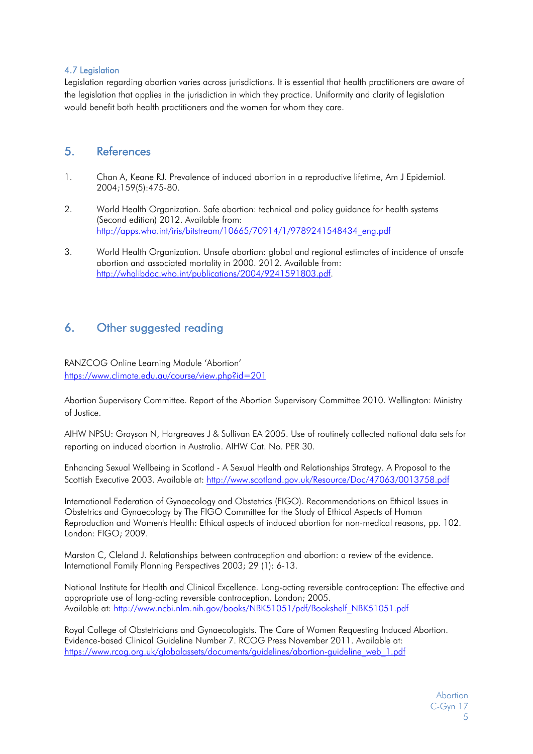### 4.7 Legislation

Legislation regarding abortion varies across jurisdictions. It is essential that health practitioners are aware of the legislation that applies in the jurisdiction in which they practice. Uniformity and clarity of legislation would benefit both health practitioners and the women for whom they care.

## 5. References

1. Chan A, Keane RJ. Prevalence of induced abortion in a reproductive lifetime, Am J Epidemiol. 2004;159(5):475-80.

2. World Health Organization. Safe abortion: technical and policy guidance for health systems (Second edition) 2012. Available from: http://apps.who.int/iris/bitstream/10665/70914/1/9789241548434_eng.pdf

3. World Health Organization. Unsafe abortion: global and regional estimates of incidence of unsafe abortion and associated mortality in 2000. 2012. Available from: http://whqlibdoc.who.int/publications/2004/9241591803.pdf.

## 6. Other suggested reading

RANZCOG Online Learning Module 'Abortion'
https://www.climate.edu.au/course/view.php?id=201

Abortion Supervisory Committee. Report of the Abortion Supervisory Committee 2010. Wellington: Ministry of Justice.

AIHW NPSU: Grayson N, Hargreaves J & Sullivan EA 2005. Use of routinely collected national data sets for reporting on induced abortion in Australia. AIHW Cat. No. PER 30.

Enhancing Sexual Wellbeing in Scotland - A Sexual Health and Relationships Strategy. A Proposal to the Scottish Executive 2003. Available at: http://www.scotland.gov.uk/Resource/Doc/47063/0013758.pdf

International Federation of Gynaecology and Obstetrics (FIGO). Recommendations on Ethical Issues in Obstetrics and Gynaecology by The FIGO Committee for the Study of Ethical Aspects of Human Reproduction and Women's Health: Ethical aspects of induced abortion for non-medical reasons, pp. 102. London: FIGO; 2009.

Marston C, Cleland J. Relationships between contraception and abortion: a review of the evidence. International Family Planning Perspectives 2003; 29 (1): 6-13.

National Institute for Health and Clinical Excellence. Long-acting reversible contraception: The effective and appropriate use of long-acting reversible contraception. London; 2005.
Available at: http://www.ncbi.nlm.nih.gov/books/NBK51051/pdf/Bookshelf_NBK51051.pdf

Royal College of Obstetricians and Gynaecologists. The Care of Women Requesting Induced Abortion. Evidence-based Clinical Guideline Number 7. RCOG Press November 2011. Available at: https://www.rcog.org.uk/globalassets/documents/guidelines/abortion-guideline_web_1.pdf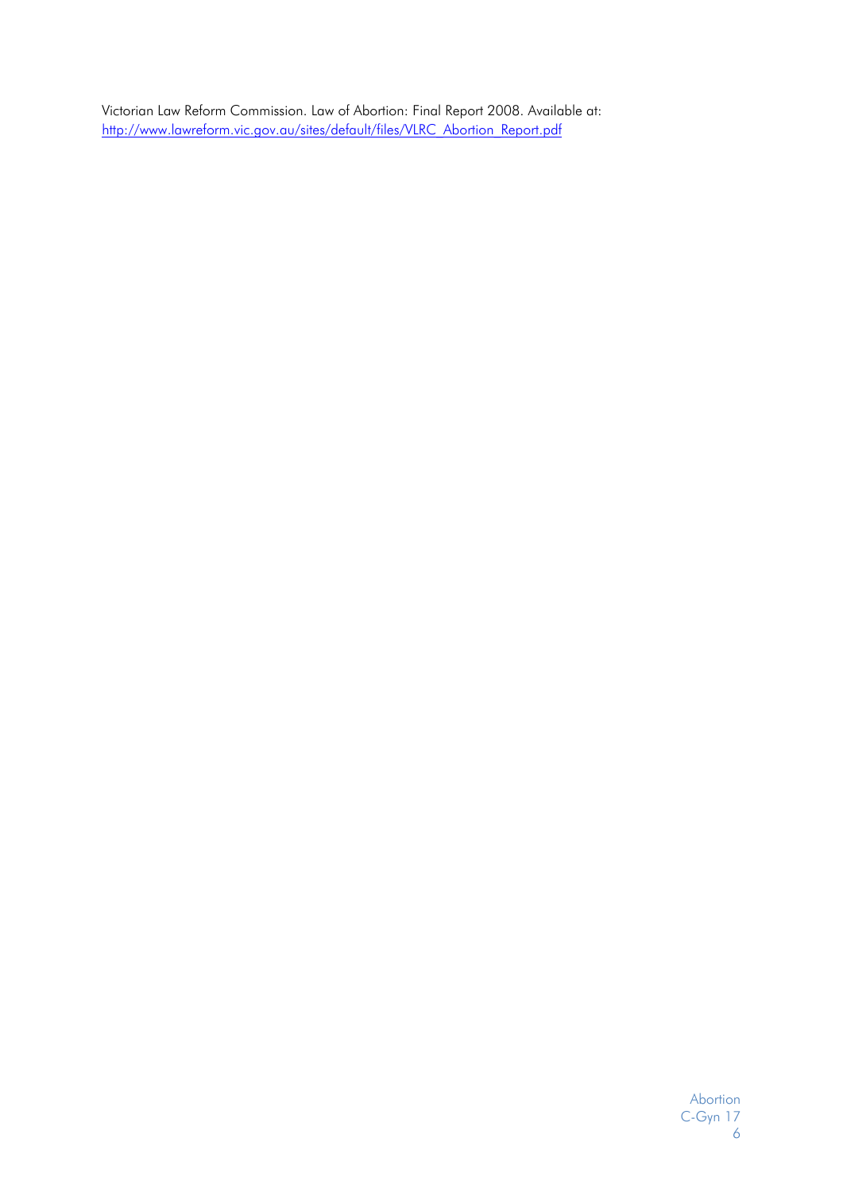Victorian Law Reform Commission. Law of Abortion: Final Report 2008. Available at: [http://www.lawreform.vic.gov.au/sites/default/files/VLRC_Abortion_Report.pdf](http://www.lawreform.vic.gov.au/sites/default/files/VLRC_Abortion_Report.pdf)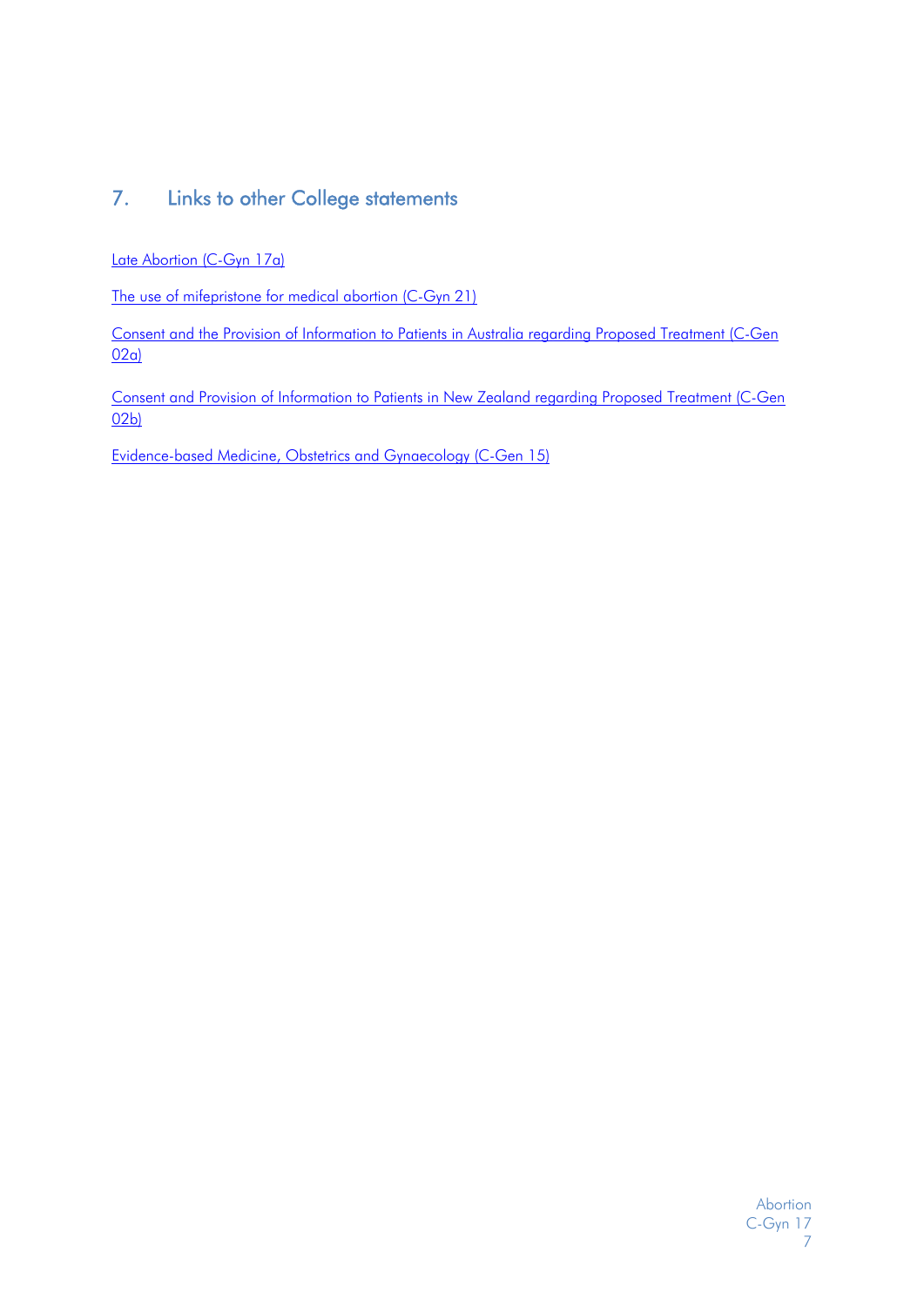## 7. Links to other College statements

Late Abortion (C-Gyn 17a)

The use of mifepristone for medical abortion (C-Gyn 21)

Consent and the Provision of Information to Patients in Australia regarding Proposed Treatment (C-Gen 02a)

Consent and Provision of Information to Patients in New Zealand regarding Proposed Treatment (C-Gen 02b)

Evidence-based Medicine, Obstetrics and Gynaecology (C-Gen 15)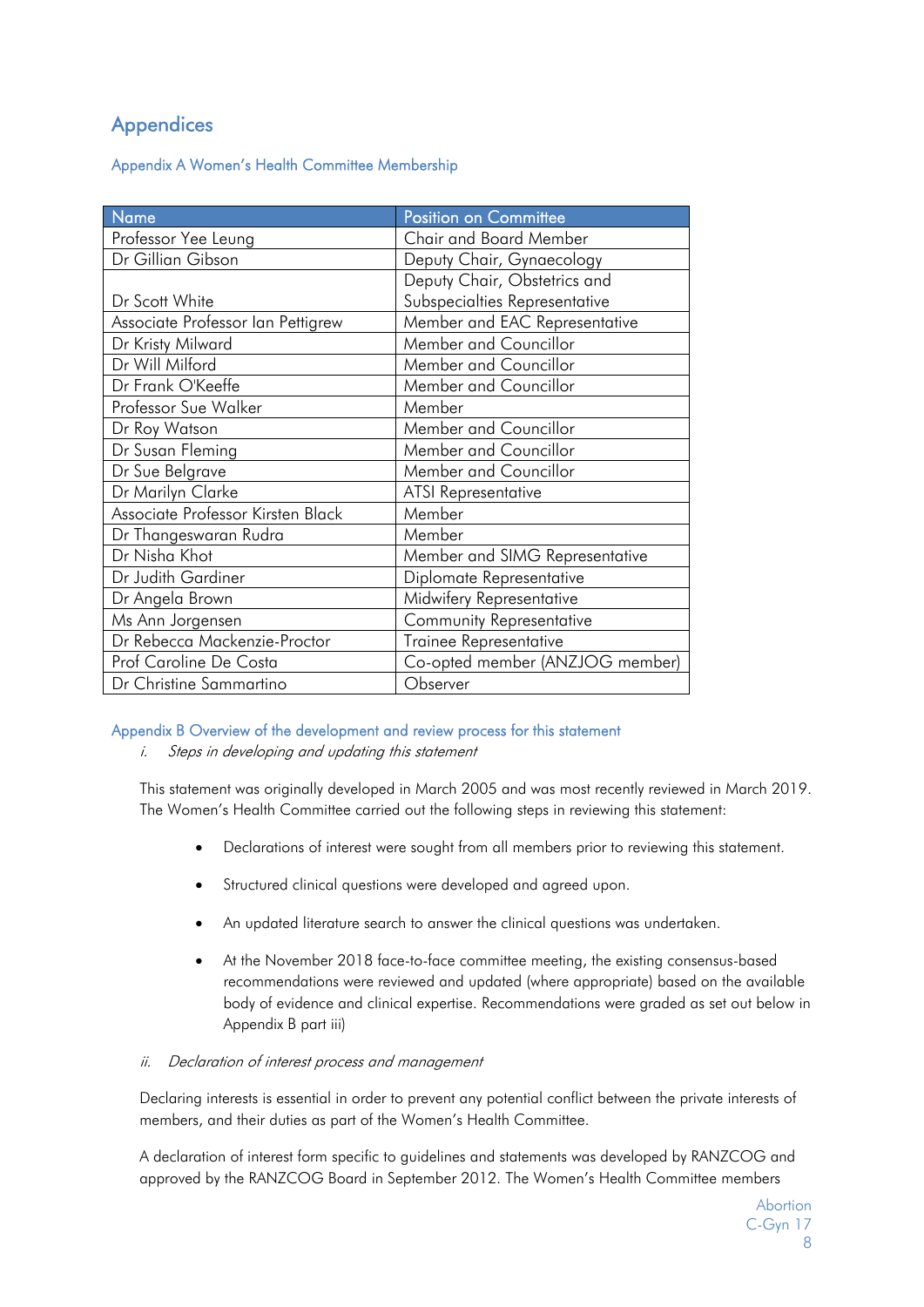# Appendices

## Appendix A Women's Health Committee Membership

| Name | Position on Committee |
|---|---|
| Professor Yee Leung | Chair and Board Member |
| Dr Gillian Gibson | Deputy Chair, Gynaecology |
| Dr Scott White | Deputy Chair, Obstetrics and Subspecialties Representative |
| Associate Professor Ian Pettigrew | Member and EAC Representative |
| Dr Kristy Milward | Member and Councillor |
| Dr Will Milford | Member and Councillor |
| Dr Frank O'Keeffe | Member and Councillor |
| Professor Sue Walker | Member |
| Dr Roy Watson | Member and Councillor |
| Dr Susan Fleming | Member and Councillor |
| Dr Sue Belgrave | Member and Councillor |
| Dr Marilyn Clarke | ATSI Representative |
| Associate Professor Kirsten Black | Member |
| Dr Thangeswaran Rudra | Member |
| Dr Nisha Khot | Member and SIMG Representative |
| Dr Judith Gardiner | Diplomate Representative |
| Dr Angela Brown | Midwifery Representative |
| Ms Ann Jorgensen | Community Representative |
| Dr Rebecca Mackenzie-Proctor | Trainee Representative |
| Prof Caroline De Costa | Co-opted member (ANZJOG member) |
| Dr Christine Sammartino | Observer |

## Appendix B Overview of the development and review process for this statement

*i. Steps in developing and updating this statement*

This statement was originally developed in March 2005 and was most recently reviewed in March 2019. The Women's Health Committee carried out the following steps in reviewing this statement:

- Declarations of interest were sought from all members prior to reviewing this statement.
- Structured clinical questions were developed and agreed upon.
- An updated literature search to answer the clinical questions was undertaken.
- At the November 2018 face-to-face committee meeting, the existing consensus-based recommendations were reviewed and updated (where appropriate) based on the available body of evidence and clinical expertise. Recommendations were graded as set out below in Appendix B part iii)

*ii. Declaration of interest process and management*

Declaring interests is essential in order to prevent any potential conflict between the private interests of members, and their duties as part of the Women's Health Committee.

A declaration of interest form specific to guidelines and statements was developed by RANZCOG and approved by the RANZCOG Board in September 2012. The Women's Health Committee members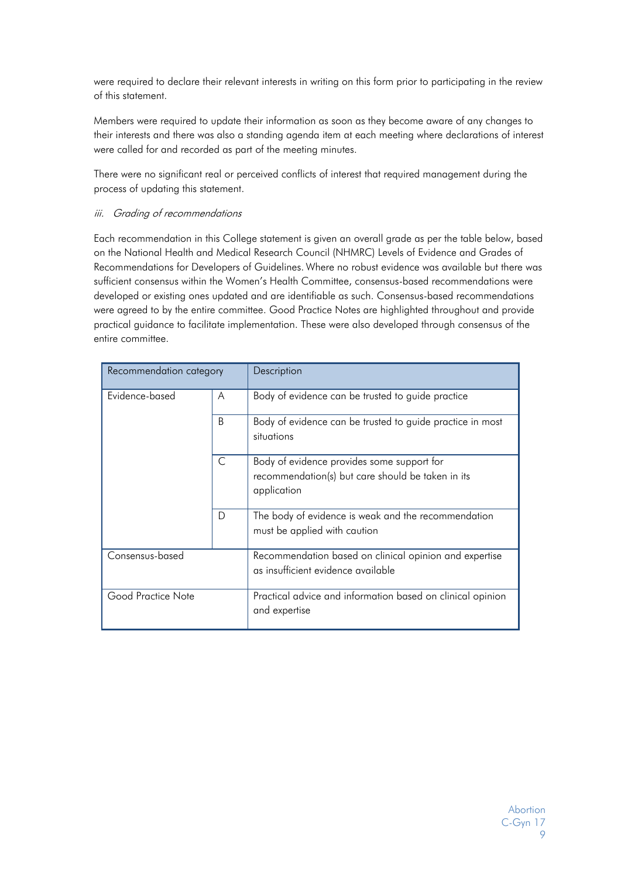were required to declare their relevant interests in writing on this form prior to participating in the review of this statement.

Members were required to update their information as soon as they become aware of any changes to their interests and there was also a standing agenda item at each meeting where declarations of interest were called for and recorded as part of the meeting minutes.

There were no significant real or perceived conflicts of interest that required management during the process of updating this statement.

*iii. Grading of recommendations*

Each recommendation in this College statement is given an overall grade as per the table below, based on the National Health and Medical Research Council (NHMRC) Levels of Evidence and Grades of Recommendations for Developers of Guidelines. Where no robust evidence was available but there was sufficient consensus within the Women's Health Committee, consensus-based recommendations were developed or existing ones updated and are identifiable as such. Consensus-based recommendations were agreed to by the entire committee. Good Practice Notes are highlighted throughout and provide practical guidance to facilitate implementation. These were also developed through consensus of the entire committee.

| Recommendation category | | Description |
|---|---|---|
| Evidence-based | A | Body of evidence can be trusted to guide practice |
| | B | Body of evidence can be trusted to guide practice in most situations |
| | C | Body of evidence provides some support for recommendation(s) but care should be taken in its application |
| | D | The body of evidence is weak and the recommendation must be applied with caution |
| Consensus-based | | Recommendation based on clinical opinion and expertise as insufficient evidence available |
| Good Practice Note | | Practical advice and information based on clinical opinion and expertise |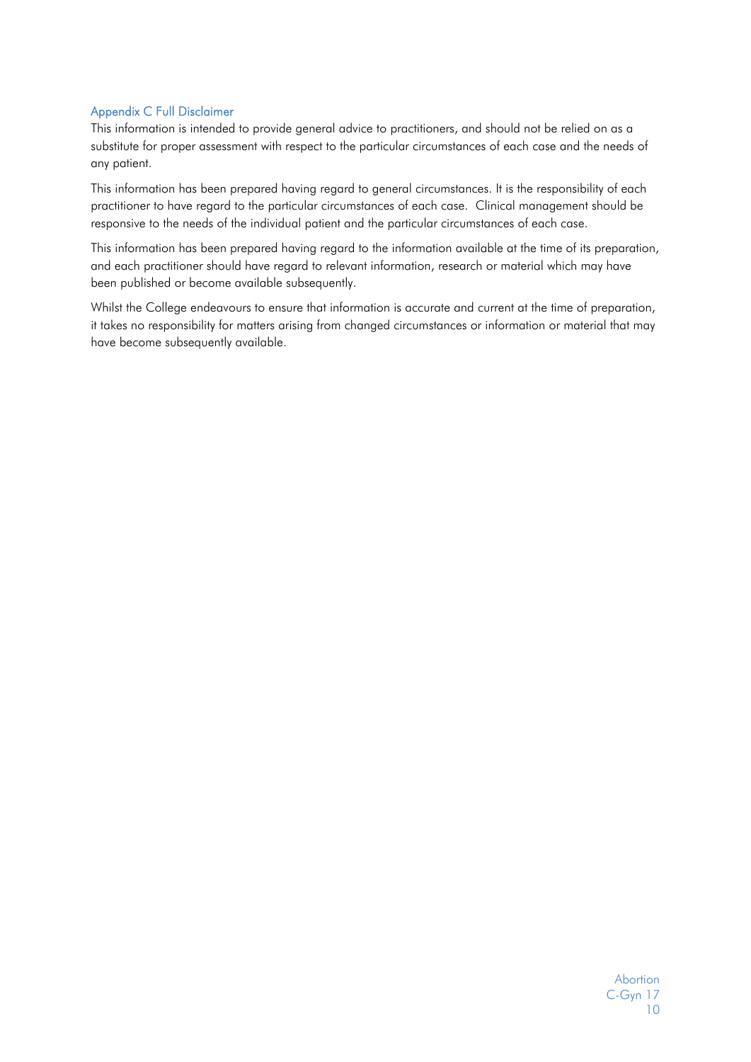## Appendix C Full Disclaimer

This information is intended to provide general advice to practitioners, and should not be relied on as a substitute for proper assessment with respect to the particular circumstances of each case and the needs of any patient.

This information has been prepared having regard to general circumstances. It is the responsibility of each practitioner to have regard to the particular circumstances of each case. Clinical management should be responsive to the needs of the individual patient and the particular circumstances of each case.

This information has been prepared having regard to the information available at the time of its preparation, and each practitioner should have regard to relevant information, research or material which may have been published or become available subsequently.

Whilst the College endeavours to ensure that information is accurate and current at the time of preparation, it takes no responsibility for matters arising from changed circumstances or information or material that may have become subsequently available.